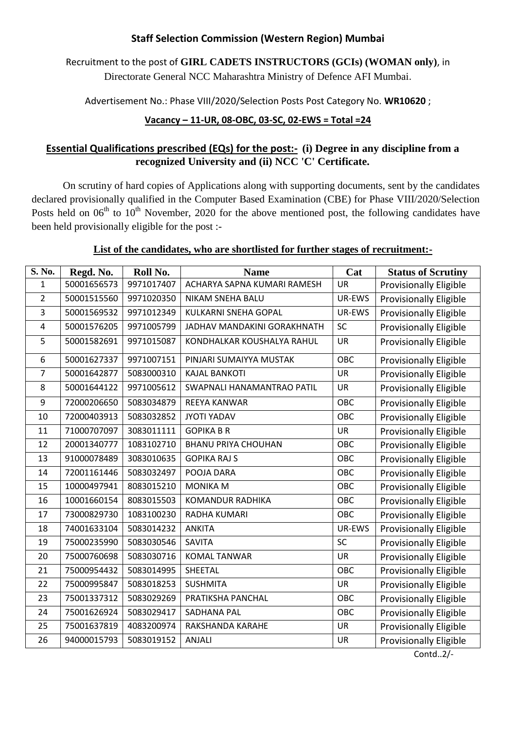## Staff Selection Commission (Western Region) Mumbai

Recruitment to the post of **GIRL CADETS INSTRUCTORS (GCIs) (WOMAN only)**, in Directorate General NCC Maharashtra Ministry of Defence AFI Mumbai.

Advertisement No.: Phase VIII/2020/Selection Posts Post Category No. **WR10620** ;

**Vacancy – 11-UR, 08-OBC, 03-SC, 02-EWS = Total =24**

**Essential Qualifications prescribed (EQs) for the post:- (i) Degree in any discipline from a recognized University and (ii) NCC 'C' Certificate.**

On scrutiny of hard copies of Applications along with supporting documents, sent by the candidates declared provisionally qualified in the Computer Based Examination (CBE) for Phase VIII/2020/Selection Posts held on 06th to 10th November, 2020 for the above mentioned post, the following candidates have been held provisionally eligible for the post :-

**List of the candidates, who are shortlisted for further stages of recruitment:-**

| S. No. | Regd. No. | Roll No. | Name | Cat | Status of Scrutiny |
|---|---|---|---|---|---|
| 1 | 50001656573 | 9971017407 | ACHARYA SAPNA KUMARI RAMESH | UR | Provisionally Eligible |
| 2 | 50001515560 | 9971020350 | NIKAM SNEHA BALU | UR-EWS | Provisionally Eligible |
| 3 | 50001569532 | 9971012349 | KULKARNI SNEHA GOPAL | UR-EWS | Provisionally Eligible |
| 4 | 50001576205 | 9971005799 | JADHAV MANDAKINI GORAKHNATH | SC | Provisionally Eligible |
| 5 | 50001582691 | 9971015087 | KONDHALKAR KOUSHALYA RAHUL | UR | Provisionally Eligible |
| 6 | 50001627337 | 9971007151 | PINJARI SUMAIYYA MUSTAK | OBC | Provisionally Eligible |
| 7 | 50001642877 | 5083000310 | KAJAL BANKOTI | UR | Provisionally Eligible |
| 8 | 50001644122 | 9971005612 | SWAPNALI HANAMANTRAO PATIL | UR | Provisionally Eligible |
| 9 | 72000206650 | 5083034879 | REEYA KANWAR | OBC | Provisionally Eligible |
| 10 | 72000403913 | 5083032852 | JYOTI YADAV | OBC | Provisionally Eligible |
| 11 | 71000707097 | 3083011111 | GOPIKA B R | UR | Provisionally Eligible |
| 12 | 20001340777 | 1083102710 | BHANU PRIYA CHOUHAN | OBC | Provisionally Eligible |
| 13 | 91000078489 | 3083010635 | GOPIKA RAJ S | OBC | Provisionally Eligible |
| 14 | 72001161446 | 5083032497 | POOJA DARA | OBC | Provisionally Eligible |
| 15 | 10000497941 | 8083015210 | MONIKA M | OBC | Provisionally Eligible |
| 16 | 10001660154 | 8083015503 | KOMANDUR RADHIKA | OBC | Provisionally Eligible |
| 17 | 73000829730 | 1083100230 | RADHA KUMARI | OBC | Provisionally Eligible |
| 18 | 74001633104 | 5083014232 | ANKITA | UR-EWS | Provisionally Eligible |
| 19 | 75000235990 | 5083030546 | SAVITA | SC | Provisionally Eligible |
| 20 | 75000760698 | 5083030716 | KOMAL TANWAR | UR | Provisionally Eligible |
| 21 | 75000954432 | 5083014995 | SHEETAL | OBC | Provisionally Eligible |
| 22 | 75000995847 | 5083018253 | SUSHMITA | UR | Provisionally Eligible |
| 23 | 75001337312 | 5083029269 | PRATIKSHA PANCHAL | OBC | Provisionally Eligible |
| 24 | 75001626924 | 5083029417 | SADHANA PAL | OBC | Provisionally Eligible |
| 25 | 75001637819 | 4083200974 | RAKSHANDA KARAHE | UR | Provisionally Eligible |
| 26 | 94000015793 | 5083019152 | ANJALI | UR | Provisionally Eligible |

Contd..2/-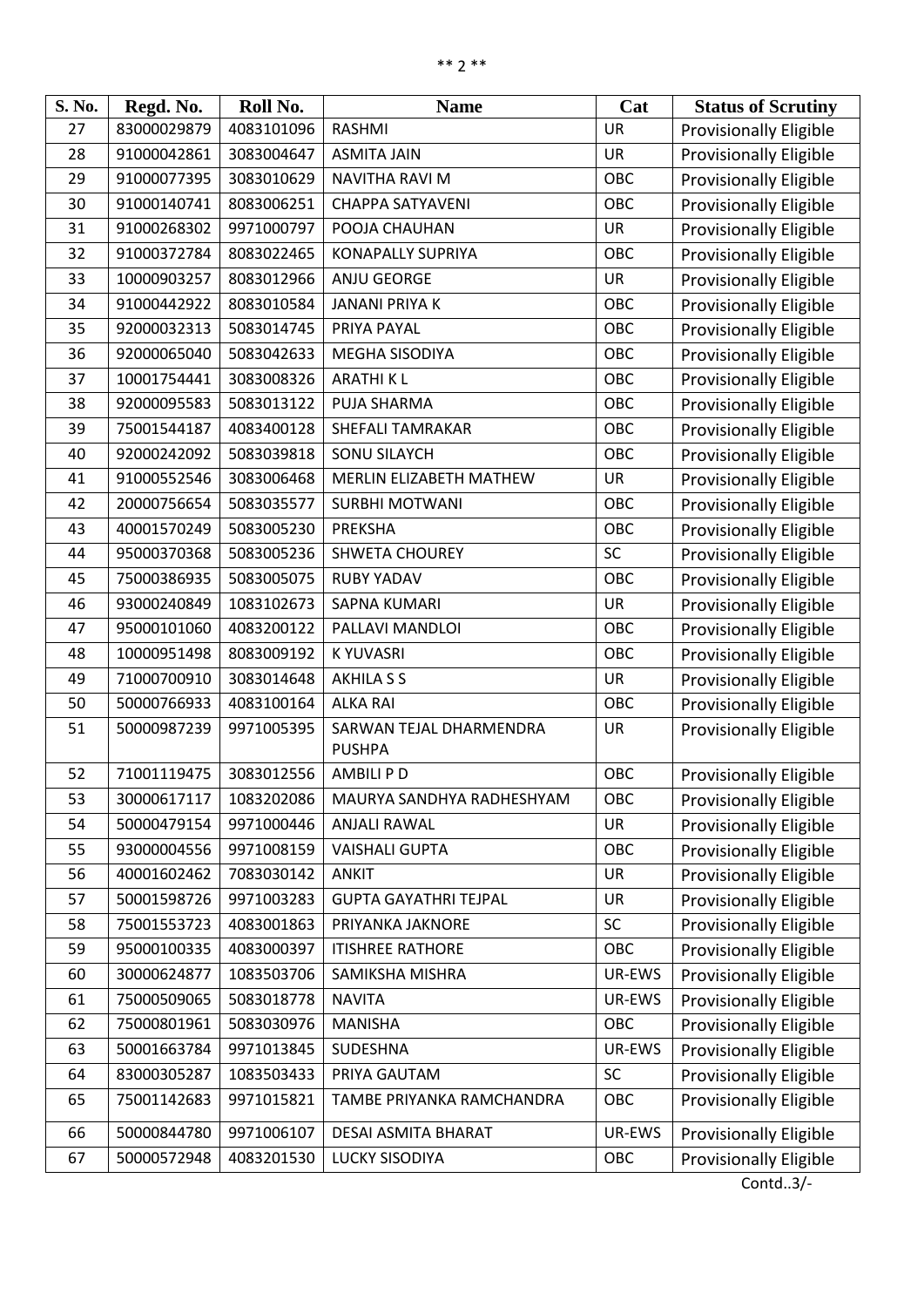| S. No. | Regd. No. | Roll No. | Name | Cat | Status of Scrutiny |
|---|---|---|---|---|---|
| 27 | 83000029879 | 4083101096 | RASHMI | UR | Provisionally Eligible |
| 28 | 91000042861 | 3083004647 | ASMITA JAIN | UR | Provisionally Eligible |
| 29 | 91000077395 | 3083010629 | NAVITHA RAVI M | OBC | Provisionally Eligible |
| 30 | 91000140741 | 8083006251 | CHAPPA SATYAVENI | OBC | Provisionally Eligible |
| 31 | 91000268302 | 9971000797 | POOJA CHAUHAN | UR | Provisionally Eligible |
| 32 | 91000372784 | 8083022465 | KONAPALLY SUPRIYA | OBC | Provisionally Eligible |
| 33 | 10000903257 | 8083012966 | ANJU GEORGE | UR | Provisionally Eligible |
| 34 | 91000442922 | 8083010584 | JANANI PRIYA K | OBC | Provisionally Eligible |
| 35 | 92000032313 | 5083014745 | PRIYA PAYAL | OBC | Provisionally Eligible |
| 36 | 92000065040 | 5083042633 | MEGHA SISODIYA | OBC | Provisionally Eligible |
| 37 | 10001754441 | 3083008326 | ARATHI K L | OBC | Provisionally Eligible |
| 38 | 92000095583 | 5083013122 | PUJA SHARMA | OBC | Provisionally Eligible |
| 39 | 75001544187 | 4083400128 | SHEFALI TAMRAKAR | OBC | Provisionally Eligible |
| 40 | 92000242092 | 5083039818 | SONU SILAYCH | OBC | Provisionally Eligible |
| 41 | 91000552546 | 3083006468 | MERLIN ELIZABETH MATHEW | UR | Provisionally Eligible |
| 42 | 20000756654 | 5083035577 | SURBHI MOTWANI | OBC | Provisionally Eligible |
| 43 | 40001570249 | 5083005230 | PREKSHA | OBC | Provisionally Eligible |
| 44 | 95000370368 | 5083005236 | SHWETA CHOUREY | SC | Provisionally Eligible |
| 45 | 75000386935 | 5083005075 | RUBY YADAV | OBC | Provisionally Eligible |
| 46 | 93000240849 | 1083102673 | SAPNA KUMARI | UR | Provisionally Eligible |
| 47 | 95000101060 | 4083200122 | PALLAVI MANDLOI | OBC | Provisionally Eligible |
| 48 | 10000951498 | 8083009192 | K YUVASRI | OBC | Provisionally Eligible |
| 49 | 71000700910 | 3083014648 | AKHILA S S | UR | Provisionally Eligible |
| 50 | 50000766933 | 4083100164 | ALKA RAI | OBC | Provisionally Eligible |
| 51 | 50000987239 | 9971005395 | SARWAN TEJAL DHARMENDRA PUSHPA | UR | Provisionally Eligible |
| 52 | 71001119475 | 3083012556 | AMBILI P D | OBC | Provisionally Eligible |
| 53 | 30000617117 | 1083202086 | MAURYA SANDHYA RADHESHYAM | OBC | Provisionally Eligible |
| 54 | 50000479154 | 9971000446 | ANJALI RAWAL | UR | Provisionally Eligible |
| 55 | 93000004556 | 9971008159 | VAISHALI GUPTA | OBC | Provisionally Eligible |
| 56 | 40001602462 | 7083030142 | ANKIT | UR | Provisionally Eligible |
| 57 | 50001598726 | 9971003283 | GUPTA GAYATHRI TEJPAL | UR | Provisionally Eligible |
| 58 | 75001553723 | 4083001863 | PRIYANKA JAKNORE | SC | Provisionally Eligible |
| 59 | 95000100335 | 4083000397 | ITISHREE RATHORE | OBC | Provisionally Eligible |
| 60 | 30000624877 | 1083503706 | SAMIKSHA MISHRA | UR-EWS | Provisionally Eligible |
| 61 | 75000509065 | 5083018778 | NAVITA | UR-EWS | Provisionally Eligible |
| 62 | 75000801961 | 5083030976 | MANISHA | OBC | Provisionally Eligible |
| 63 | 50001663784 | 9971013845 | SUDESHNA | UR-EWS | Provisionally Eligible |
| 64 | 83000305287 | 1083503433 | PRIYA GAUTAM | SC | Provisionally Eligible |
| 65 | 75001142683 | 9971015821 | TAMBE PRIYANKA RAMCHANDRA | OBC | Provisionally Eligible |
| 66 | 50000844780 | 9971006107 | DESAI ASMITA BHARAT | UR-EWS | Provisionally Eligible |
| 67 | 50000572948 | 4083201530 | LUCKY SISODIYA | OBC | Provisionally Eligible |

Contd..3/-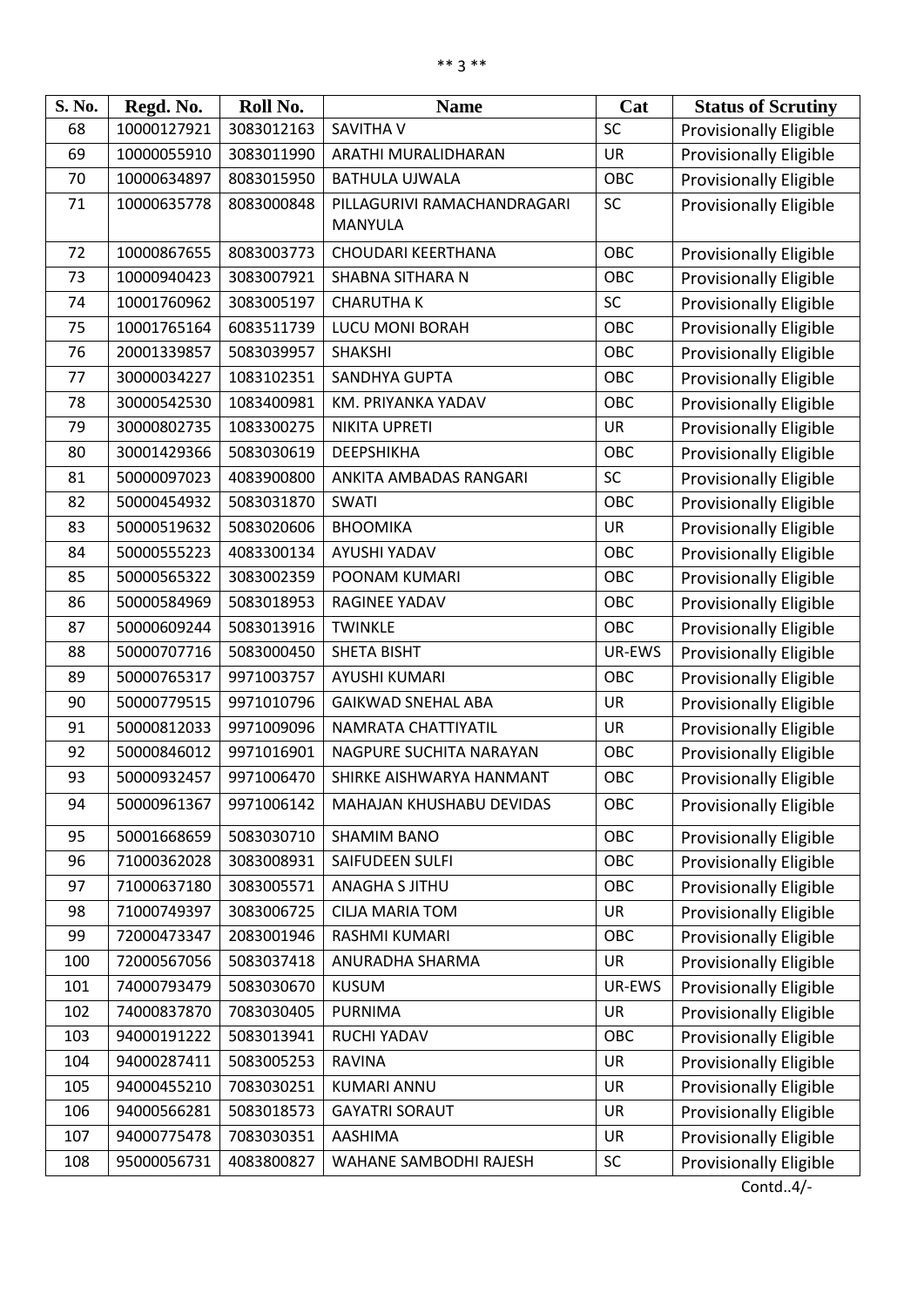| S. No. | Regd. No. | Roll No. | Name | Cat | Status of Scrutiny |
|---|---|---|---|---|---|
| 68 | 10000127921 | 3083012163 | SAVITHA V | SC | Provisionally Eligible |
| 69 | 10000055910 | 3083011990 | ARATHI MURALIDHARAN | UR | Provisionally Eligible |
| 70 | 10000634897 | 8083015950 | BATHULA UJWALA | OBC | Provisionally Eligible |
| 71 | 10000635778 | 8083000848 | PILLAGURIVI RAMACHANDRAGARI MANYULA | SC | Provisionally Eligible |
| 72 | 10000867655 | 8083003773 | CHOUDARI KEERTHANA | OBC | Provisionally Eligible |
| 73 | 10000940423 | 3083007921 | SHABNA SITHARA N | OBC | Provisionally Eligible |
| 74 | 10001760962 | 3083005197 | CHARUTHA K | SC | Provisionally Eligible |
| 75 | 10001765164 | 6083511739 | LUCU MONI BORAH | OBC | Provisionally Eligible |
| 76 | 20001339857 | 5083039957 | SHAKSHI | OBC | Provisionally Eligible |
| 77 | 30000034227 | 1083102351 | SANDHYA GUPTA | OBC | Provisionally Eligible |
| 78 | 30000542530 | 1083400981 | KM. PRIYANKA YADAV | OBC | Provisionally Eligible |
| 79 | 30000802735 | 1083300275 | NIKITA UPRETI | UR | Provisionally Eligible |
| 80 | 30001429366 | 5083030619 | DEEPSHIKHA | OBC | Provisionally Eligible |
| 81 | 50000097023 | 4083900800 | ANKITA AMBADAS RANGARI | SC | Provisionally Eligible |
| 82 | 50000454932 | 5083031870 | SWATI | OBC | Provisionally Eligible |
| 83 | 50000519632 | 5083020606 | BHOOMIKA | UR | Provisionally Eligible |
| 84 | 50000555223 | 4083300134 | AYUSHI YADAV | OBC | Provisionally Eligible |
| 85 | 50000565322 | 3083002359 | POONAM KUMARI | OBC | Provisionally Eligible |
| 86 | 50000584969 | 5083018953 | RAGINEE YADAV | OBC | Provisionally Eligible |
| 87 | 50000609244 | 5083013916 | TWINKLE | OBC | Provisionally Eligible |
| 88 | 50000707716 | 5083000450 | SHETA BISHT | UR-EWS | Provisionally Eligible |
| 89 | 50000765317 | 9971003757 | AYUSHI KUMARI | OBC | Provisionally Eligible |
| 90 | 50000779515 | 9971010796 | GAIKWAD SNEHAL ABA | UR | Provisionally Eligible |
| 91 | 50000812033 | 9971009096 | NAMRATA CHATTIYATIL | UR | Provisionally Eligible |
| 92 | 50000846012 | 9971016901 | NAGPURE SUCHITA NARAYAN | OBC | Provisionally Eligible |
| 93 | 50000932457 | 9971006470 | SHIRKE AISHWARYA HANMANT | OBC | Provisionally Eligible |
| 94 | 50000961367 | 9971006142 | MAHAJAN KHUSHABU DEVIDAS | OBC | Provisionally Eligible |
| 95 | 50001668659 | 5083030710 | SHAMIM BANO | OBC | Provisionally Eligible |
| 96 | 71000362028 | 3083008931 | SAIFUDEEN SULFI | OBC | Provisionally Eligible |
| 97 | 71000637180 | 3083005571 | ANAGHA S JITHU | OBC | Provisionally Eligible |
| 98 | 71000749397 | 3083006725 | CILJA MARIA TOM | UR | Provisionally Eligible |
| 99 | 72000473347 | 2083001946 | RASHMI KUMARI | OBC | Provisionally Eligible |
| 100 | 72000567056 | 5083037418 | ANURADHA SHARMA | UR | Provisionally Eligible |
| 101 | 74000793479 | 5083030670 | KUSUM | UR-EWS | Provisionally Eligible |
| 102 | 74000837870 | 7083030405 | PURNIMA | UR | Provisionally Eligible |
| 103 | 94000191222 | 5083013941 | RUCHI YADAV | OBC | Provisionally Eligible |
| 104 | 94000287411 | 5083005253 | RAVINA | UR | Provisionally Eligible |
| 105 | 94000455210 | 7083030251 | KUMARI ANNU | UR | Provisionally Eligible |
| 106 | 94000566281 | 5083018573 | GAYATRI SORAUT | UR | Provisionally Eligible |
| 107 | 94000775478 | 7083030351 | AASHIMA | UR | Provisionally Eligible |
| 108 | 95000056731 | 4083800827 | WAHANE SAMBODHI RAJESH | SC | Provisionally Eligible |

Contd..4/-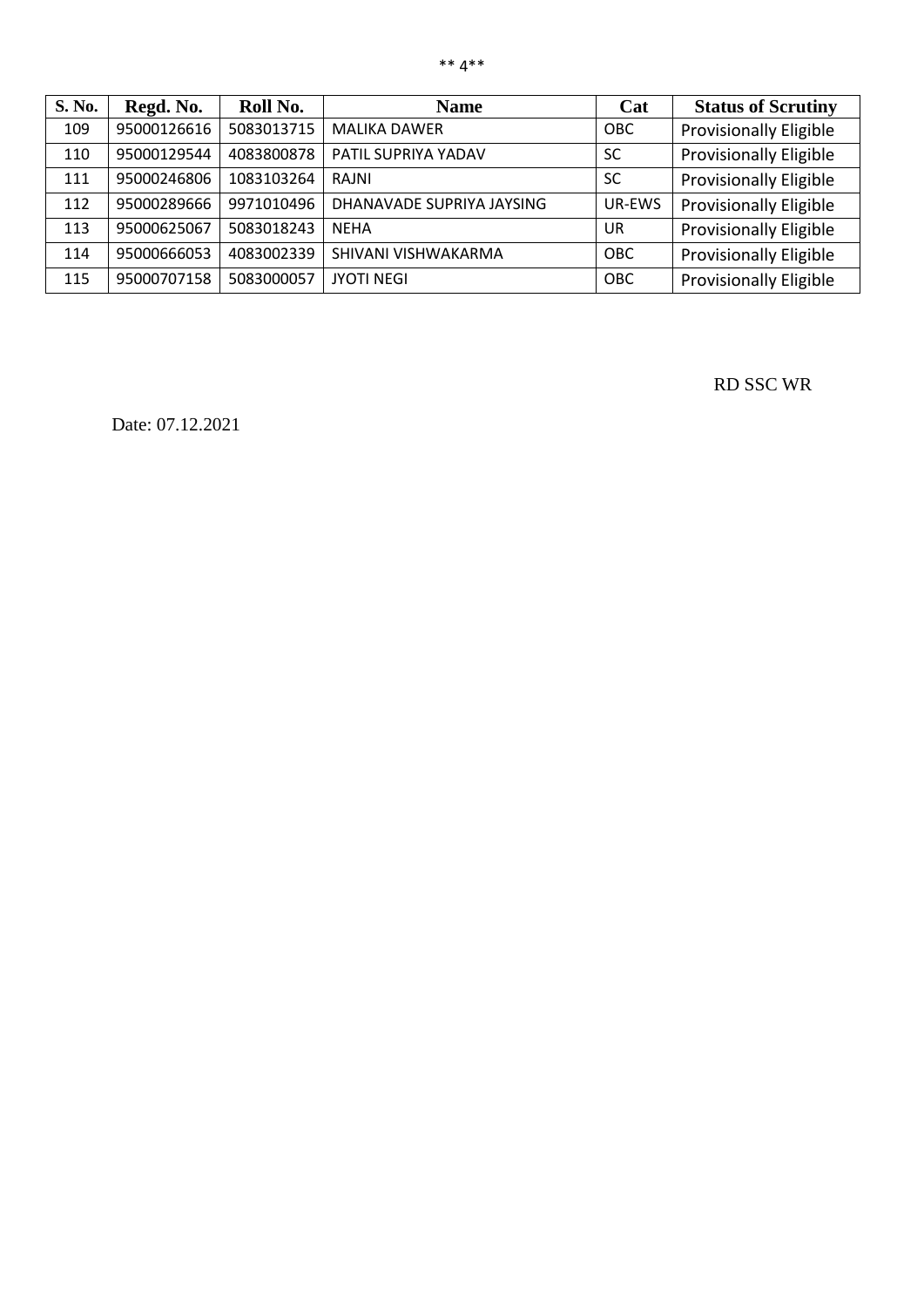| S. No. | Regd. No. | Roll No. | Name | Cat | Status of Scrutiny |
|---|---|---|---|---|---|
| 109 | 95000126616 | 5083013715 | MALIKA DAWER | OBC | Provisionally Eligible |
| 110 | 95000129544 | 4083800878 | PATIL SUPRIYA YADAV | SC | Provisionally Eligible |
| 111 | 95000246806 | 1083103264 | RAJNI | SC | Provisionally Eligible |
| 112 | 95000289666 | 9971010496 | DHANAVADE SUPRIYA JAYSING | UR-EWS | Provisionally Eligible |
| 113 | 95000625067 | 5083018243 | NEHA | UR | Provisionally Eligible |
| 114 | 95000666053 | 4083002339 | SHIVANI VISHWAKARMA | OBC | Provisionally Eligible |
| 115 | 95000707158 | 5083000057 | JYOTI NEGI | OBC | Provisionally Eligible |

RD SSC WR

Date: 07.12.2021